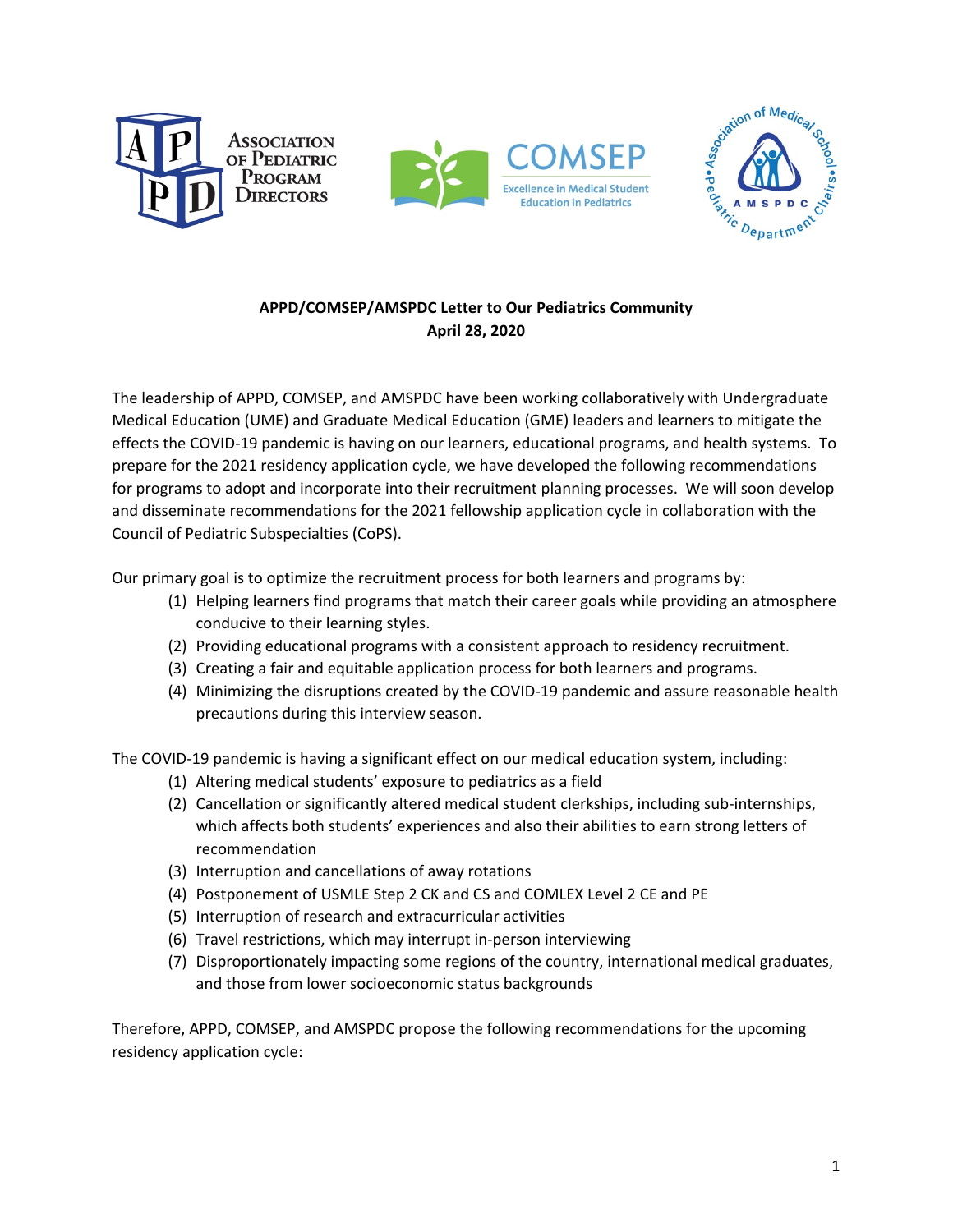# APPD/COMSEP/AMSPDC Letter to Our Pediatrics Community

**April 28, 2020**

The leadership of APPD, COMSEP, and AMSPDC have been working collaboratively with Undergraduate Medical Education (UME) and Graduate Medical Education (GME) leaders and learners to mitigate the effects the COVID-19 pandemic is having on our learners, educational programs, and health systems. To prepare for the 2021 residency application cycle, we have developed the following recommendations for programs to adopt and incorporate into their recruitment planning processes. We will soon develop and disseminate recommendations for the 2021 fellowship application cycle in collaboration with the Council of Pediatric Subspecialties (CoPS).

Our primary goal is to optimize the recruitment process for both learners and programs by:

1. Helping learners find programs that match their career goals while providing an atmosphere conducive to their learning styles.
2. Providing educational programs with a consistent approach to residency recruitment.
3. Creating a fair and equitable application process for both learners and programs.
4. Minimizing the disruptions created by the COVID-19 pandemic and assure reasonable health precautions during this interview season.

The COVID-19 pandemic is having a significant effect on our medical education system, including:

1. Altering medical students' exposure to pediatrics as a field
2. Cancellation or significantly altered medical student clerkships, including sub-internships, which affects both students' experiences and also their abilities to earn strong letters of recommendation
3. Interruption and cancellations of away rotations
4. Postponement of USMLE Step 2 CK and CS and COMLEX Level 2 CE and PE
5. Interruption of research and extracurricular activities
6. Travel restrictions, which may interrupt in-person interviewing
7. Disproportionately impacting some regions of the country, international medical graduates, and those from lower socioeconomic status backgrounds

Therefore, APPD, COMSEP, and AMSPDC propose the following recommendations for the upcoming residency application cycle: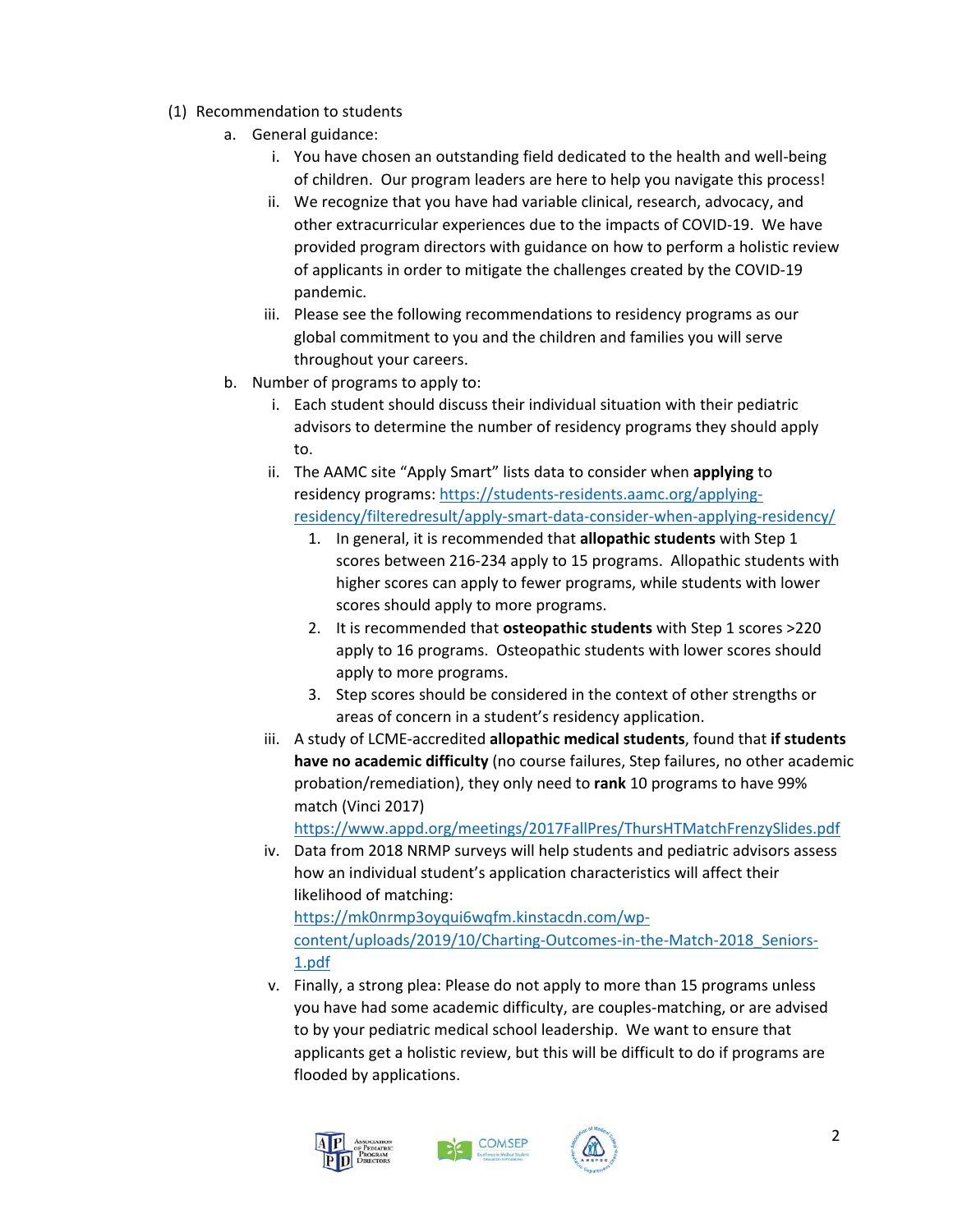(1) Recommendation to students

   a. General guidance:

      i. You have chosen an outstanding field dedicated to the health and well-being of children. Our program leaders are here to help you navigate this process!

      ii. We recognize that you have had variable clinical, research, advocacy, and other extracurricular experiences due to the impacts of COVID-19. We have provided program directors with guidance on how to perform a holistic review of applicants in order to mitigate the challenges created by the COVID-19 pandemic.

      iii. Please see the following recommendations to residency programs as our global commitment to you and the children and families you will serve throughout your careers.

   b. Number of programs to apply to:

      i. Each student should discuss their individual situation with their pediatric advisors to determine the number of residency programs they should apply to.

      ii. The AAMC site "Apply Smart" lists data to consider when **applying** to residency programs: https://students-residents.aamc.org/applying-residency/filteredresult/apply-smart-data-consider-when-applying-residency/

         1. In general, it is recommended that **allopathic students** with Step 1 scores between 216-234 apply to 15 programs. Allopathic students with higher scores can apply to fewer programs, while students with lower scores should apply to more programs.

         2. It is recommended that **osteopathic students** with Step 1 scores >220 apply to 16 programs. Osteopathic students with lower scores should apply to more programs.

         3. Step scores should be considered in the context of other strengths or areas of concern in a student's residency application.

      iii. A study of LCME-accredited **allopathic medical students**, found that **if students have no academic difficulty** (no course failures, Step failures, no other academic probation/remediation), they only need to **rank** 10 programs to have 99% match (Vinci 2017) https://www.appd.org/meetings/2017FallPres/ThursHTMatchFrenzySlides.pdf

      iv. Data from 2018 NRMP surveys will help students and pediatric advisors assess how an individual student's application characteristics will affect their likelihood of matching: https://mk0nrmp3oyqui6wqfm.kinstacdn.com/wp-content/uploads/2019/10/Charting-Outcomes-in-the-Match-2018_Seniors-1.pdf

      v. Finally, a strong plea: Please do not apply to more than 15 programs unless you have had some academic difficulty, are couples-matching, or are advised to by your pediatric medical school leadership. We want to ensure that applicants get a holistic review, but this will be difficult to do if programs are flooded by applications.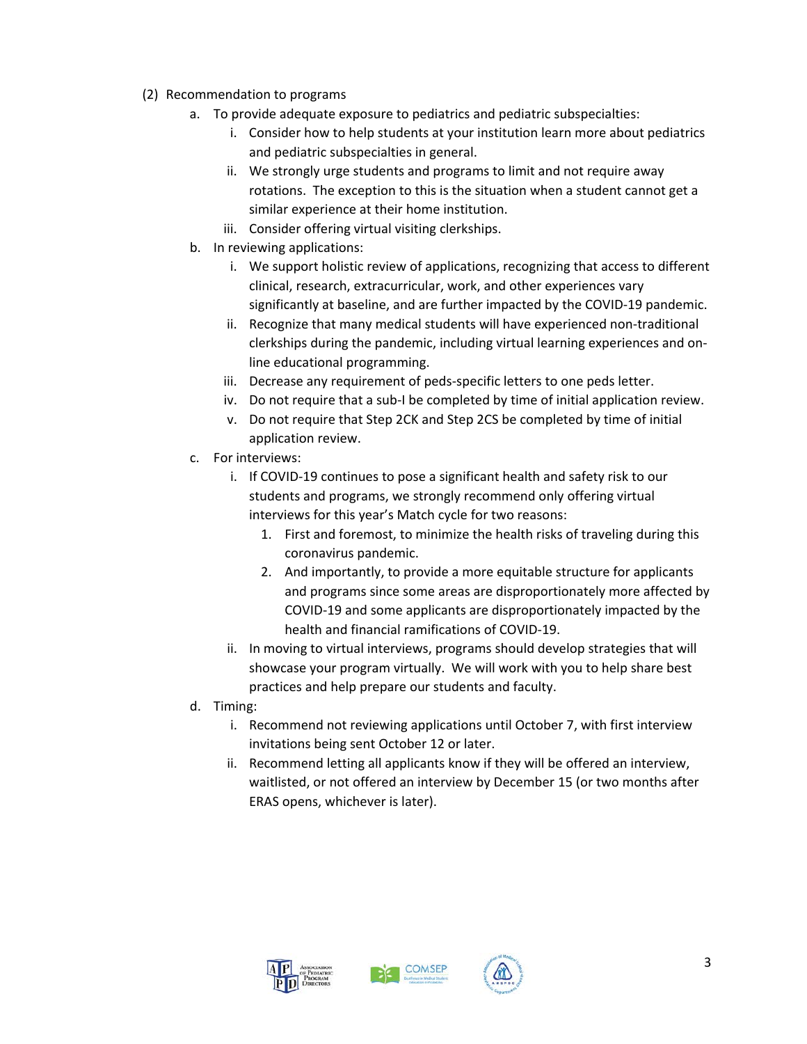(2) Recommendation to programs

a. To provide adequate exposure to pediatrics and pediatric subspecialties:
   i. Consider how to help students at your institution learn more about pediatrics and pediatric subspecialties in general.
   ii. We strongly urge students and programs to limit and not require away rotations. The exception to this is the situation when a student cannot get a similar experience at their home institution.
   iii. Consider offering virtual visiting clerkships.

b. In reviewing applications:
   i. We support holistic review of applications, recognizing that access to different clinical, research, extracurricular, work, and other experiences vary significantly at baseline, and are further impacted by the COVID-19 pandemic.
   ii. Recognize that many medical students will have experienced non-traditional clerkships during the pandemic, including virtual learning experiences and on-line educational programming.
   iii. Decrease any requirement of peds-specific letters to one peds letter.
   iv. Do not require that a sub-I be completed by time of initial application review.
   v. Do not require that Step 2CK and Step 2CS be completed by time of initial application review.

c. For interviews:
   i. If COVID-19 continues to pose a significant health and safety risk to our students and programs, we strongly recommend only offering virtual interviews for this year's Match cycle for two reasons:
      1. First and foremost, to minimize the health risks of traveling during this coronavirus pandemic.
      2. And importantly, to provide a more equitable structure for applicants and programs since some areas are disproportionately more affected by COVID-19 and some applicants are disproportionately impacted by the health and financial ramifications of COVID-19.
   ii. In moving to virtual interviews, programs should develop strategies that will showcase your program virtually. We will work with you to help share best practices and help prepare our students and faculty.

d. Timing:
   i. Recommend not reviewing applications until October 7, with first interview invitations being sent October 12 or later.
   ii. Recommend letting all applicants know if they will be offered an interview, waitlisted, or not offered an interview by December 15 (or two months after ERAS opens, whichever is later).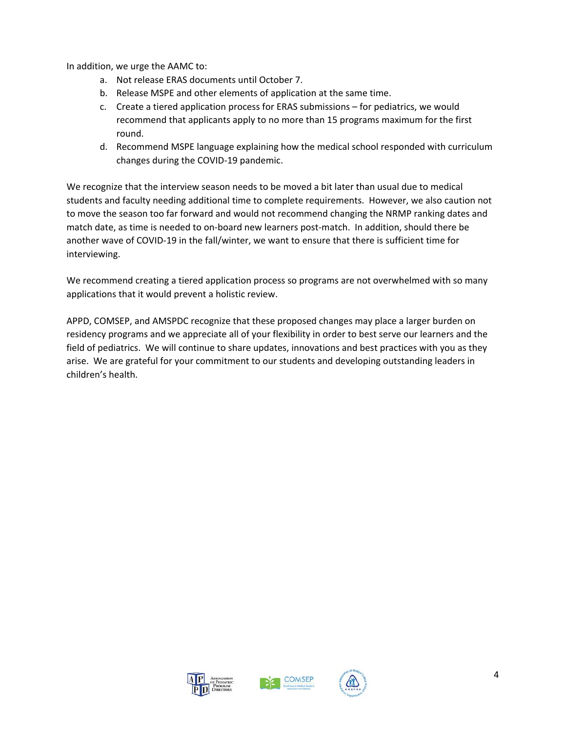In addition, we urge the AAMC to:

a. Not release ERAS documents until October 7.
b. Release MSPE and other elements of application at the same time.
c. Create a tiered application process for ERAS submissions – for pediatrics, we would recommend that applicants apply to no more than 15 programs maximum for the first round.
d. Recommend MSPE language explaining how the medical school responded with curriculum changes during the COVID-19 pandemic.

We recognize that the interview season needs to be moved a bit later than usual due to medical students and faculty needing additional time to complete requirements. However, we also caution not to move the season too far forward and would not recommend changing the NRMP ranking dates and match date, as time is needed to on-board new learners post-match. In addition, should there be another wave of COVID-19 in the fall/winter, we want to ensure that there is sufficient time for interviewing.

We recommend creating a tiered application process so programs are not overwhelmed with so many applications that it would prevent a holistic review.

APPD, COMSEP, and AMSPDC recognize that these proposed changes may place a larger burden on residency programs and we appreciate all of your flexibility in order to best serve our learners and the field of pediatrics. We will continue to share updates, innovations and best practices with you as they arise. We are grateful for your commitment to our students and developing outstanding leaders in children's health.